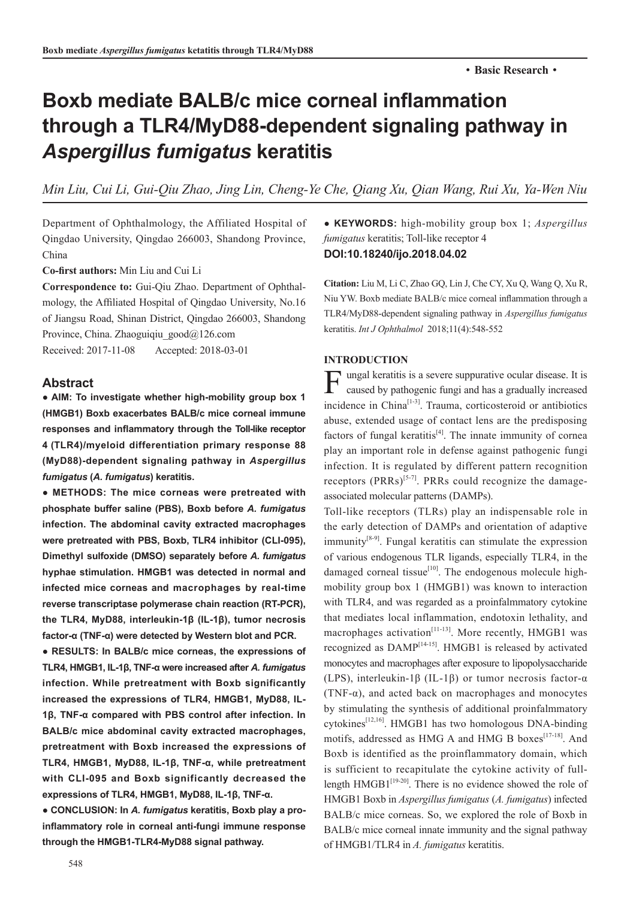• **Basic Research** •

# Boxb mediate BALB/c mice corneal inflammation through a TLR4/MyD88-dependent signaling pathway in *Aspergillus fumigatus* keratitis

*Min Liu, Cui Li, Gui-Qiu Zhao, Jing Lin, Cheng-Ye Che, Qiang Xu, Qian Wang, Rui Xu, Ya-Wen Niu*

Department of Ophthalmology, the Affiliated Hospital of Qingdao University, Qingdao 266003, Shandong Province, China

**Co-first authors:** Min Liu and Cui Li

**Correspondence to:** Gui-Qiu Zhao. Department of Ophthalmology, the Affiliated Hospital of Qingdao University, No.16 of Jiangsu Road, Shinan District, Qingdao 266003, Shandong Province, China. Zhaoguiqiu_good@126.com

Received: 2017-11-08 Accepted: 2018-03-01

## Abstract

**● AIM: To investigate whether high-mobility group box 1 (HMGB1) Boxb exacerbates BALB/c mice corneal immune responses and inflammatory through the Toll-like receptor 4 (TLR4)/myeloid differentiation primary response 88 (MyD88)-dependent signaling pathway in *Aspergillus fumigatus* (*A. fumigatus*) keratitis.**

**● METHODS: The mice corneas were pretreated with phosphate buffer saline (PBS), Boxb before *A. fumigatus* infection. The abdominal cavity extracted macrophages were pretreated with PBS, Boxb, TLR4 inhibitor (CLI-095), Dimethyl sulfoxide (DMSO) separately before *A. fumigatus* hyphae stimulation. HMGB1 was detected in normal and infected mice corneas and macrophages by real-time reverse transcriptase polymerase chain reaction (RT-PCR), the TLR4, MyD88, interleukin-1β (IL-1β), tumor necrosis factor-α (TNF-α) were detected by Western blot and PCR.**

**● RESULTS: In BALB/c mice corneas, the expressions of TLR4, HMGB1, IL-1β, TNF-α were increased after *A. fumigatus* infection. While pretreatment with Boxb significantly increased the expressions of TLR4, HMGB1, MyD88, IL-1β, TNF-α compared with PBS control after infection. In BALB/c mice abdominal cavity extracted macrophages, pretreatment with Boxb increased the expressions of TLR4, HMGB1, MyD88, IL-1β, TNF-α, while pretreatment with CLI-095 and Boxb significantly decreased the expressions of TLR4, HMGB1, MyD88, IL-1β, TNF-α.**

**● CONCLUSION: In *A. fumigatus* keratitis, Boxb play a pro-inflammatory role in corneal anti-fungi immune response through the HMGB1-TLR4-MyD88 signal pathway.**

**● KEYWORDS:** high-mobility group box 1; *Aspergillus fumigatus* keratitis; Toll-like receptor 4

**DOI:10.18240/ijo.2018.04.02**

**Citation:** Liu M, Li C, Zhao GQ, Lin J, Che CY, Xu Q, Wang Q, Xu R, Niu YW. Boxb mediate BALB/c mice corneal inflammation through a TLR4/MyD88-dependent signaling pathway in *Aspergillus fumigatus* keratitis. *Int J Ophthalmol* 2018;11(4):548-552

## INTRODUCTION

Fungal keratitis is a severe suppurative ocular disease. It is caused by pathogenic fungi and has a gradually increased incidence in China[1-3]. Trauma, corticosteroid or antibiotics abuse, extended usage of contact lens are the predisposing factors of fungal keratitis[4]. The innate immunity of cornea play an important role in defense against pathogenic fungi infection. It is regulated by different pattern recognition receptors (PRRs)[5-7]. PRRs could recognize the damage-associated molecular patterns (DAMPs).

Toll-like receptors (TLRs) play an indispensable role in the early detection of DAMPs and orientation of adaptive immunity[8-9]. Fungal keratitis can stimulate the expression of various endogenous TLR ligands, especially TLR4, in the damaged corneal tissue[10]. The endogenous molecule high-mobility group box 1 (HMGB1) was known to interaction with TLR4, and was regarded as a proinfalmmatory cytokine that mediates local inflammation, endotoxin lethality, and macrophages activation[11-13]. More recently, HMGB1 was recognized as DAMP[14-15]. HMGB1 is released by activated monocytes and macrophages after exposure to lipopolysaccharide (LPS), interleukin-1β (IL-1β) or tumor necrosis factor-α (TNF-α), and acted back on macrophages and monocytes by stimulating the synthesis of additional proinfalmmatory cytokines[12,16]. HMGB1 has two homologous DNA-binding motifs, addressed as HMG A and HMG B boxes[17-18]. And Boxb is identified as the proinflammatory domain, which is sufficient to recapitulate the cytokine activity of full-length HMGB1[19-20]. There is no evidence showed the role of HMGB1 Boxb in *Aspergillus fumigatus* (*A. fumigatus*) infected BALB/c mice corneas. So, we explored the role of Boxb in BALB/c mice corneal innate immunity and the signal pathway of HMGB1/TLR4 in *A. fumigatus* keratitis.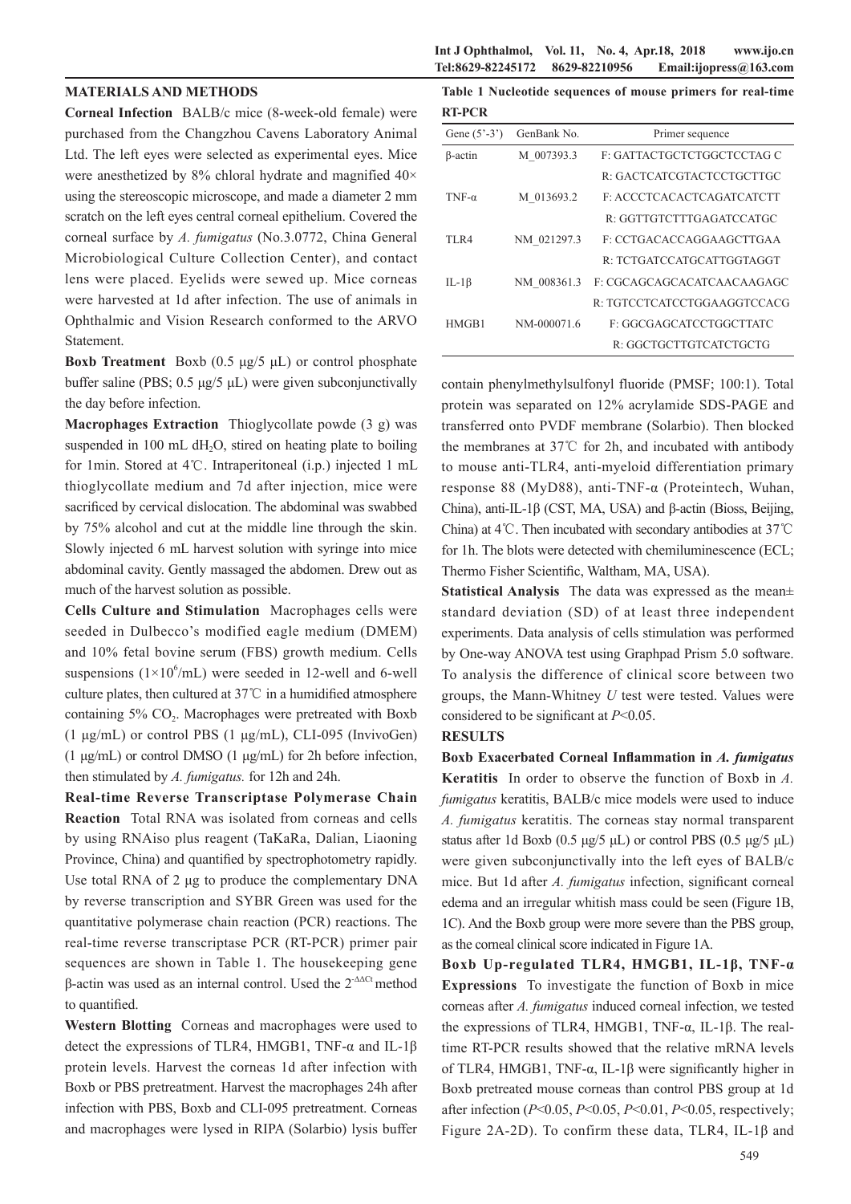## MATERIALS AND METHODS

**Corneal Infection** BALB/c mice (8-week-old female) were purchased from the Changzhou Cavens Laboratory Animal Ltd. The left eyes were selected as experimental eyes. Mice were anesthetized by 8% chloral hydrate and magnified 40× using the stereoscopic microscope, and made a diameter 2 mm scratch on the left eyes central corneal epithelium. Covered the corneal surface by *A. fumigatus* (No.3.0772, China General Microbiological Culture Collection Center), and contact lens were placed. Eyelids were sewed up. Mice corneas were harvested at 1d after infection. The use of animals in Ophthalmic and Vision Research conformed to the ARVO Statement.

**Boxb Treatment** Boxb (0.5 μg/5 μL) or control phosphate buffer saline (PBS; 0.5 μg/5 μL) were given subconjunctivally the day before infection.

**Macrophages Extraction** Thioglycollate powde (3 g) was suspended in 100 mL $dH_2O$, stired on heating plate to boiling for 1min. Stored at 4℃. Intraperitoneal (i.p.) injected 1 mL thioglycollate medium and 7d after injection, mice were sacrificed by cervical dislocation. The abdominal was swabbed by 75% alcohol and cut at the middle line through the skin. Slowly injected 6 mL harvest solution with syringe into mice abdominal cavity. Gently massaged the abdomen. Drew out as much of the harvest solution as possible.

**Cells Culture and Stimulation** Macrophages cells were seeded in Dulbecco's modified eagle medium (DMEM) and 10% fetal bovine serum (FBS) growth medium. Cells suspensions ($1\times10^6$/mL) were seeded in 12-well and 6-well culture plates, then cultured at 37℃ in a humidified atmosphere containing 5% $CO_2$. Macrophages were pretreated with Boxb (1 μg/mL) or control PBS (1 μg/mL), CLI-095 (InvivoGen) (1 μg/mL) or control DMSO (1 μg/mL) for 2h before infection, then stimulated by *A. fumigatus.* for 12h and 24h.

**Real-time Reverse Transcriptase Polymerase Chain Reaction** Total RNA was isolated from corneas and cells by using RNAiso plus reagent (TaKaRa, Dalian, Liaoning Province, China) and quantified by spectrophotometry rapidly. Use total RNA of 2 μg to produce the complementary DNA by reverse transcription and SYBR Green was used for the quantitative polymerase chain reaction (PCR) reactions. The real-time reverse transcriptase PCR (RT-PCR) primer pair sequences are shown in Table 1. The housekeeping gene β-actin was used as an internal control. Used the $2^{-\Delta\Delta Ct}$ method to quantified.

**Western Blotting** Corneas and macrophages were used to detect the expressions of TLR4, HMGB1, TNF-α and IL-1β protein levels. Harvest the corneas 1d after infection with Boxb or PBS pretreatment. Harvest the macrophages 24h after infection with PBS, Boxb and CLI-095 pretreatment. Corneas and macrophages were lysed in RIPA (Solarbio) lysis buffer contain phenylmethylsulfonyl fluoride (PMSF; 100:1). Total protein was separated on 12% acrylamide SDS-PAGE and transferred onto PVDF membrane (Solarbio). Then blocked the membranes at 37℃ for 2h, and incubated with antibody to mouse anti-TLR4, anti-myeloid differentiation primary response 88 (MyD88), anti-TNF-α (Proteintech, Wuhan, China), anti-IL-1β (CST, MA, USA) and β-actin (Bioss, Beijing, China) at 4℃. Then incubated with secondary antibodies at 37℃ for 1h. The blots were detected with chemiluminescence (ECL; Thermo Fisher Scientific, Waltham, MA, USA).

**Table 1 Nucleotide sequences of mouse primers for real-time RT-PCR**

| Gene (5'-3') | GenBank No. | Primer sequence |
|---|---|---|
| β-actin | M_007393.3 | F: GATTACTGCTCTGGCTCCTAG C |
| | | R: GACTCATCGTACTCCTGCTTGC |
| TNF-α | M_013693.2 | F: ACCCTCACACTCAGATCATCTT |
| | | R: GGTTGTCTTTGAGATCCATGC |
| TLR4 | NM_021297.3 | F: CCTGACACCAGGAAGCTTGAA |
| | | R: TCTGATCCATGCATTGGTAGGT |
| IL-1β | NM_008361.3 | F: CGCAGCAGCACATCAACAAGAGC |
| | | R: TGTCCTCATCCTGGAAGGTCCACG |
| HMGB1 | NM-000071.6 | F: GGCGAGCATCCTGGCTTATC |
| | | R: GGCTGCTTGTCATCTGCTG |

**Statistical Analysis** The data was expressed as the mean± standard deviation (SD) of at least three independent experiments. Data analysis of cells stimulation was performed by One-way ANOVA test using Graphpad Prism 5.0 software. To analysis the difference of clinical score between two groups, the Mann-Whitney *U* test were tested. Values were considered to be significant at $P<0.05$.

## RESULTS

**Boxb Exacerbated Corneal Inflammation in *A. fumigatus* Keratitis** In order to observe the function of Boxb in *A. fumigatus* keratitis, BALB/c mice models were used to induce *A. fumigatus* keratitis. The corneas stay normal transparent status after 1d Boxb (0.5 μg/5 μL) or control PBS (0.5 μg/5 μL) were given subconjunctivally into the left eyes of BALB/c mice. But 1d after *A. fumigatus* infection, significant corneal edema and an irregular whitish mass could be seen (Figure 1B, 1C). And the Boxb group were more severe than the PBS group, as the corneal clinical score indicated in Figure 1A.

**Boxb Up-regulated TLR4, HMGB1, IL-1β, TNF-α Expressions** To investigate the function of Boxb in mice corneas after *A. fumigatus* induced corneal infection, we tested the expressions of TLR4, HMGB1, TNF-α, IL-1β. The real-time RT-PCR results showed that the relative mRNA levels of TLR4, HMGB1, TNF-α, IL-1β were significantly higher in Boxb pretreated mouse corneas than control PBS group at 1d after infection ($P<0.05$, $P<0.05$, $P<0.01$, $P<0.05$, respectively; Figure 2A-2D). To confirm these data, TLR4, IL-1β and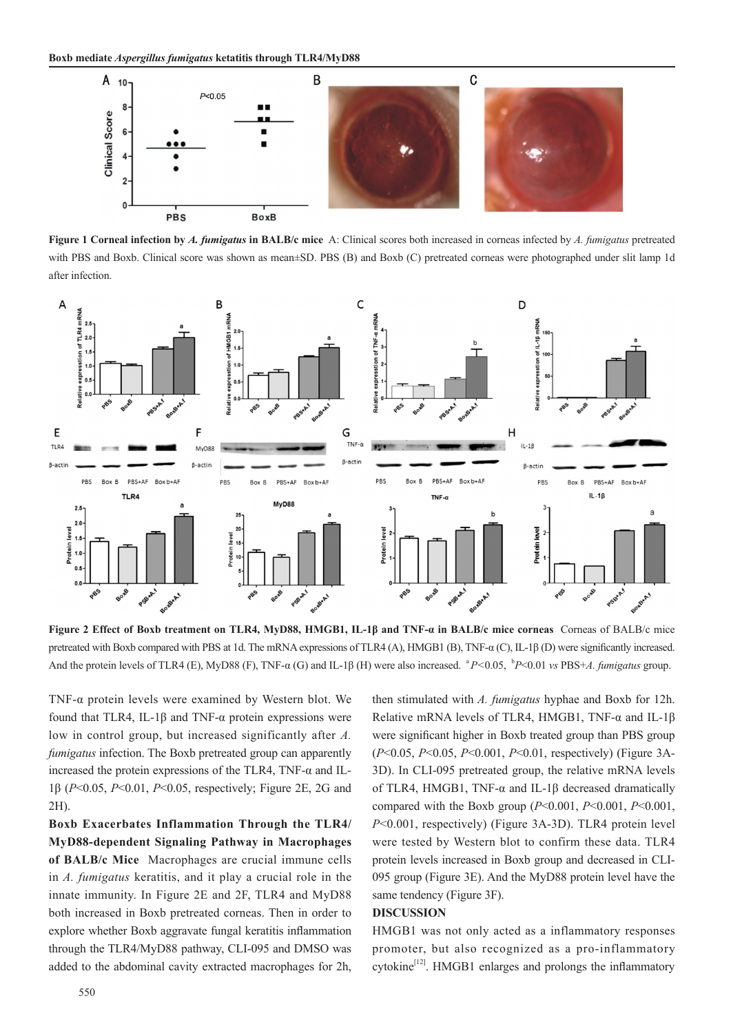**Figure 1 Corneal infection by *A. fumigatus* in BALB/c mice** A: Clinical scores both increased in corneas infected by *A. fumigatus* pretreated with PBS and Boxb. Clinical score was shown as mean±SD. PBS (B) and Boxb (C) pretreated corneas were photographed under slit lamp 1d after infection.

**Figure 2 Effect of Boxb treatment on TLR4, MyD88, HMGB1, IL-1β and TNF-α in BALB/c mice corneas** Corneas of BALB/c mice pretreated with Boxb compared with PBS at 1d. The mRNA expressions of TLR4 (A), HMGB1 (B), TNF-α (C), IL-1β (D) were significantly increased. And the protein levels of TLR4 (E), MyD88 (F), TNF-α (G) and IL-1β (H) were also increased. [a]$P<0.05$, [b]$P<0.01$ *vs* PBS+*A. fumigatus* group.

TNF-α protein levels were examined by Western blot. We found that TLR4, IL-1β and TNF-α protein expressions were low in control group, but increased significantly after *A. fumigatus* infection. The Boxb pretreated group can apparently increased the protein expressions of the TLR4, TNF-α and IL-1β ($P<0.05$, $P<0.01$, $P<0.05$, respectively; Figure 2E, 2G and 2H).

**Boxb Exacerbates Inflammation Through the TLR4/MyD88-dependent Signaling Pathway in Macrophages of BALB/c Mice** Macrophages are crucial immune cells in *A. fumigatus* keratitis, and it play a crucial role in the innate immunity. In Figure 2E and 2F, TLR4 and MyD88 both increased in Boxb pretreated corneas. Then in order to explore whether Boxb aggravate fungal keratitis inflammation through the TLR4/MyD88 pathway, CLI-095 and DMSO was added to the abdominal cavity extracted macrophages for 2h, then stimulated with *A. fumigatus* hyphae and Boxb for 12h. Relative mRNA levels of TLR4, HMGB1, TNF-α and IL-1β were significant higher in Boxb treated group than PBS group ($P<0.05$, $P<0.05$, $P<0.001$, $P<0.01$, respectively) (Figure 3A-3D). In CLI-095 pretreated group, the relative mRNA levels of TLR4, HMGB1, TNF-α and IL-1β decreased dramatically compared with the Boxb group ($P<0.001$, $P<0.001$, $P<0.001$, $P<0.001$, respectively) (Figure 3A-3D). TLR4 protein level were tested by Western blot to confirm these data. TLR4 protein levels increased in Boxb group and decreased in CLI-095 group (Figure 3E). And the MyD88 protein level have the same tendency (Figure 3F).

## DISCUSSION

HMGB1 was not only acted as a inflammatory responses promoter, but also recognized as a pro-inflammatory cytokine[12]. HMGB1 enlarges and prolongs the inflammatory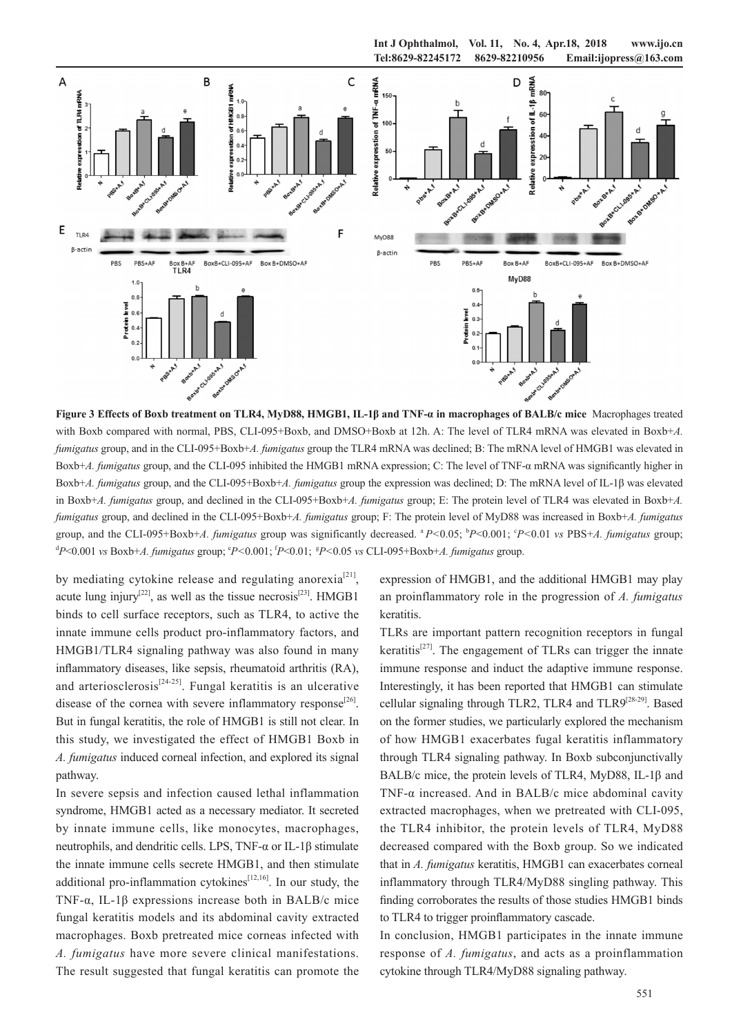**Figure 3 Effects of Boxb treatment on TLR4, MyD88, HMGB1, IL-1β and TNF-α in macrophages of BALB/c mice** Macrophages treated with Boxb compared with normal, PBS, CLI-095+Boxb, and DMSO+Boxb at 12h. A: The level of TLR4 mRNA was elevated in Boxb+*A. fumigatus* group, and in the CLI-095+Boxb+*A. fumigatus* group the TLR4 mRNA was declined; B: The mRNA level of HMGB1 was elevated in Boxb+*A. fumigatus* group, and the CLI-095 inhibited the HMGB1 mRNA expression; C: The level of TNF-α mRNA was significantly higher in Boxb+*A. fumigatus* group, and the CLI-095+Boxb+*A. fumigatus* group the expression was declined; D: The mRNA level of IL-1β was elevated in Boxb+*A. fumigatus* group, and declined in the CLI-095+Boxb+*A. fumigatus* group; E: The protein level of TLR4 was elevated in Boxb+*A. fumigatus* group, and declined in the CLI-095+Boxb+*A. fumigatus* group; F: The protein level of MyD88 was increased in Boxb+*A. fumigatus* group, and the CLI-095+Boxb+*A. fumigatus* group was significantly decreased. [a]$P<0.05$; [b]$P<0.001$; [c]$P<0.01$ *vs* PBS+*A. fumigatus* group; [d]$P<0.001$ *vs* Boxb+*A. fumigatus* group; [e]$P<0.001$; [f]$P<0.01$; [g]$P<0.05$ *vs* CLI-095+Boxb+*A. fumigatus* group.

by mediating cytokine release and regulating anorexia[21], acute lung injury[22], as well as the tissue necrosis[23]. HMGB1 binds to cell surface receptors, such as TLR4, to active the innate immune cells product pro-inflammatory factors, and HMGB1/TLR4 signaling pathway was also found in many inflammatory diseases, like sepsis, rheumatoid arthritis (RA), and arteriosclerosis[24-25]. Fungal keratitis is an ulcerative disease of the cornea with severe inflammatory response[26]. But in fungal keratitis, the role of HMGB1 is still not clear. In this study, we investigated the effect of HMGB1 Boxb in *A. fumigatus* induced corneal infection, and explored its signal pathway.

In severe sepsis and infection caused lethal inflammation syndrome, HMGB1 acted as a necessary mediator. It secreted by innate immune cells, like monocytes, macrophages, neutrophils, and dendritic cells. LPS, TNF-α or IL-1β stimulate the innate immune cells secrete HMGB1, and then stimulate additional pro-inflammation cytokines[12,16]. In our study, the TNF-α, IL-1β expressions increase both in BALB/c mice fungal keratitis models and its abdominal cavity extracted macrophages. Boxb pretreated mice corneas infected with *A. fumigatus* have more severe clinical manifestations. The result suggested that fungal keratitis can promote the expression of HMGB1, and the additional HMGB1 may play an proinflammatory role in the progression of *A. fumigatus* keratitis.

TLRs are important pattern recognition receptors in fungal keratitis[27]. The engagement of TLRs can trigger the innate immune response and induct the adaptive immune response. Interestingly, it has been reported that HMGB1 can stimulate cellular signaling through TLR2, TLR4 and TLR9[28-29]. Based on the former studies, we particularly explored the mechanism of how HMGB1 exacerbates fugal keratitis inflammatory through TLR4 signaling pathway. In Boxb subconjunctivally BALB/c mice, the protein levels of TLR4, MyD88, IL-1β and TNF-α increased. And in BALB/c mice abdominal cavity extracted macrophages, when we pretreated with CLI-095, the TLR4 inhibitor, the protein levels of TLR4, MyD88 decreased compared with the Boxb group. So we indicated that in *A. fumigatus* keratitis, HMGB1 can exacerbates corneal inflammatory through TLR4/MyD88 singling pathway. This finding corroborates the results of those studies HMGB1 binds to TLR4 to trigger proinflammatory cascade.

In conclusion, HMGB1 participates in the innate immune response of *A. fumigatus*, and acts as a proinflammation cytokine through TLR4/MyD88 signaling pathway.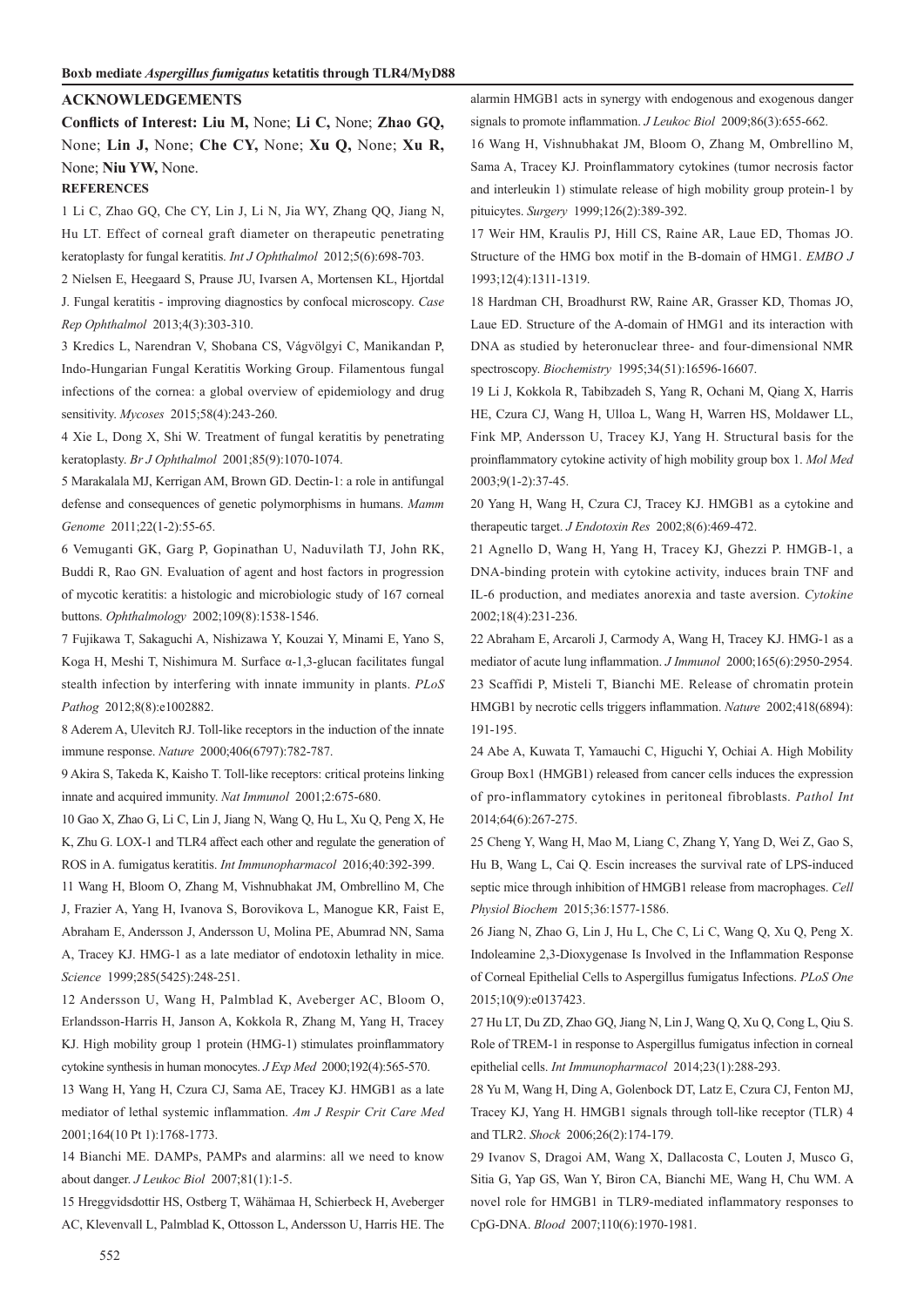## ACKNOWLEDGEMENTS

**Conflicts of Interest: Liu M,** None; **Li C,** None; **Zhao GQ,** None; **Lin J,** None; **Che CY,** None; **Xu Q,** None; **Xu R,** None; **Niu YW,** None.

### REFERENCES

1 Li C, Zhao GQ, Che CY, Lin J, Li N, Jia WY, Zhang QQ, Jiang N, Hu LT. Effect of corneal graft diameter on therapeutic penetrating keratoplasty for fungal keratitis. *Int J Ophthalmol* 2012;5(6):698-703.

2 Nielsen E, Heegaard S, Prause JU, Ivarsen A, Mortensen KL, Hjortdal J. Fungal keratitis - improving diagnostics by confocal microscopy. *Case Rep Ophthalmol* 2013;4(3):303-310.

3 Kredics L, Narendran V, Shobana CS, Vágvölgyi C, Manikandan P, Indo-Hungarian Fungal Keratitis Working Group. Filamentous fungal infections of the cornea: a global overview of epidemiology and drug sensitivity. *Mycoses* 2015;58(4):243-260.

4 Xie L, Dong X, Shi W. Treatment of fungal keratitis by penetrating keratoplasty. *Br J Ophthalmol* 2001;85(9):1070-1074.

5 Marakalala MJ, Kerrigan AM, Brown GD. Dectin-1: a role in antifungal defense and consequences of genetic polymorphisms in humans. *Mamm Genome* 2011;22(1-2):55-65.

6 Vemuganti GK, Garg P, Gopinathan U, Naduvilath TJ, John RK, Buddi R, Rao GN. Evaluation of agent and host factors in progression of mycotic keratitis: a histologic and microbiologic study of 167 corneal buttons. *Ophthalmology* 2002;109(8):1538-1546.

7 Fujikawa T, Sakaguchi A, Nishizawa Y, Kouzai Y, Minami E, Yano S, Koga H, Meshi T, Nishimura M. Surface α-1,3-glucan facilitates fungal stealth infection by interfering with innate immunity in plants. *PLoS Pathog* 2012;8(8):e1002882.

8 Aderem A, Ulevitch RJ. Toll-like receptors in the induction of the innate immune response. *Nature* 2000;406(6797):782-787.

9 Akira S, Takeda K, Kaisho T. Toll-like receptors: critical proteins linking innate and acquired immunity. *Nat Immunol* 2001;2:675-680.

10 Gao X, Zhao G, Li C, Lin J, Jiang N, Wang Q, Hu L, Xu Q, Peng X, He K, Zhu G. LOX-1 and TLR4 affect each other and regulate the generation of ROS in A. fumigatus keratitis. *Int Immunopharmacol* 2016;40:392-399.

11 Wang H, Bloom O, Zhang M, Vishnubhakat JM, Ombrellino M, Che J, Frazier A, Yang H, Ivanova S, Borovikova L, Manogue KR, Faist E, Abraham E, Andersson J, Andersson U, Molina PE, Abumrad NN, Sama A, Tracey KJ. HMG-1 as a late mediator of endotoxin lethality in mice. *Science* 1999;285(5425):248-251.

12 Andersson U, Wang H, Palmblad K, Aveberger AC, Bloom O, Erlandsson-Harris H, Janson A, Kokkola R, Zhang M, Yang H, Tracey KJ. High mobility group 1 protein (HMG-1) stimulates proinflammatory cytokine synthesis in human monocytes. *J Exp Med* 2000;192(4):565-570.

13 Wang H, Yang H, Czura CJ, Sama AE, Tracey KJ. HMGB1 as a late mediator of lethal systemic inflammation. *Am J Respir Crit Care Med* 2001;164(10 Pt 1):1768-1773.

14 Bianchi ME. DAMPs, PAMPs and alarmins: all we need to know about danger. *J Leukoc Biol* 2007;81(1):1-5.

15 Hreggvidsdottir HS, Ostberg T, Wähämaa H, Schierbeck H, Aveberger AC, Klevenvall L, Palmblad K, Ottosson L, Andersson U, Harris HE. The alarmin HMGB1 acts in synergy with endogenous and exogenous danger signals to promote inflammation. *J Leukoc Biol* 2009;86(3):655-662.

16 Wang H, Vishnubhakat JM, Bloom O, Zhang M, Ombrellino M, Sama A, Tracey KJ. Proinflammatory cytokines (tumor necrosis factor and interleukin 1) stimulate release of high mobility group protein-1 by pituicytes. *Surgery* 1999;126(2):389-392.

17 Weir HM, Kraulis PJ, Hill CS, Raine AR, Laue ED, Thomas JO. Structure of the HMG box motif in the B-domain of HMG1. *EMBO J* 1993;12(4):1311-1319.

18 Hardman CH, Broadhurst RW, Raine AR, Grasser KD, Thomas JO, Laue ED. Structure of the A-domain of HMG1 and its interaction with DNA as studied by heteronuclear three- and four-dimensional NMR spectroscopy. *Biochemistry* 1995;34(51):16596-16607.

19 Li J, Kokkola R, Tabibzadeh S, Yang R, Ochani M, Qiang X, Harris HE, Czura CJ, Wang H, Ulloa L, Wang H, Warren HS, Moldawer LL, Fink MP, Andersson U, Tracey KJ, Yang H. Structural basis for the proinflammatory cytokine activity of high mobility group box 1. *Mol Med* 2003;9(1-2):37-45.

20 Yang H, Wang H, Czura CJ, Tracey KJ. HMGB1 as a cytokine and therapeutic target. *J Endotoxin Res* 2002;8(6):469-472.

21 Agnello D, Wang H, Yang H, Tracey KJ, Ghezzi P. HMGB-1, a DNA-binding protein with cytokine activity, induces brain TNF and IL-6 production, and mediates anorexia and taste aversion. *Cytokine* 2002;18(4):231-236.

22 Abraham E, Arcaroli J, Carmody A, Wang H, Tracey KJ. HMG-1 as a mediator of acute lung inflammation. *J Immunol* 2000;165(6):2950-2954.

23 Scaffidi P, Misteli T, Bianchi ME. Release of chromatin protein HMGB1 by necrotic cells triggers inflammation. *Nature* 2002;418(6894):191-195.

24 Abe A, Kuwata T, Yamauchi C, Higuchi Y, Ochiai A. High Mobility Group Box1 (HMGB1) released from cancer cells induces the expression of pro-inflammatory cytokines in peritoneal fibroblasts. *Pathol Int* 2014;64(6):267-275.

25 Cheng Y, Wang H, Mao M, Liang C, Zhang Y, Yang D, Wei Z, Gao S, Hu B, Wang L, Cai Q. Escin increases the survival rate of LPS-induced septic mice through inhibition of HMGB1 release from macrophages. *Cell Physiol Biochem* 2015;36:1577-1586.

26 Jiang N, Zhao G, Lin J, Hu L, Che C, Li C, Wang Q, Xu Q, Peng X. Indoleamine 2,3-Dioxygenase Is Involved in the Inflammation Response of Corneal Epithelial Cells to Aspergillus fumigatus Infections. *PLoS One* 2015;10(9):e0137423.

27 Hu LT, Du ZD, Zhao GQ, Jiang N, Lin J, Wang Q, Xu Q, Cong L, Qiu S. Role of TREM-1 in response to Aspergillus fumigatus infection in corneal epithelial cells. *Int Immunopharmacol* 2014;23(1):288-293.

28 Yu M, Wang H, Ding A, Golenbock DT, Latz E, Czura CJ, Fenton MJ, Tracey KJ, Yang H. HMGB1 signals through toll-like receptor (TLR) 4 and TLR2. *Shock* 2006;26(2):174-179.

29 Ivanov S, Dragoi AM, Wang X, Dallacosta C, Louten J, Musco G, Sitia G, Yap GS, Wan Y, Biron CA, Bianchi ME, Wang H, Chu WM. A novel role for HMGB1 in TLR9-mediated inflammatory responses to CpG-DNA. *Blood* 2007;110(6):1970-1981.